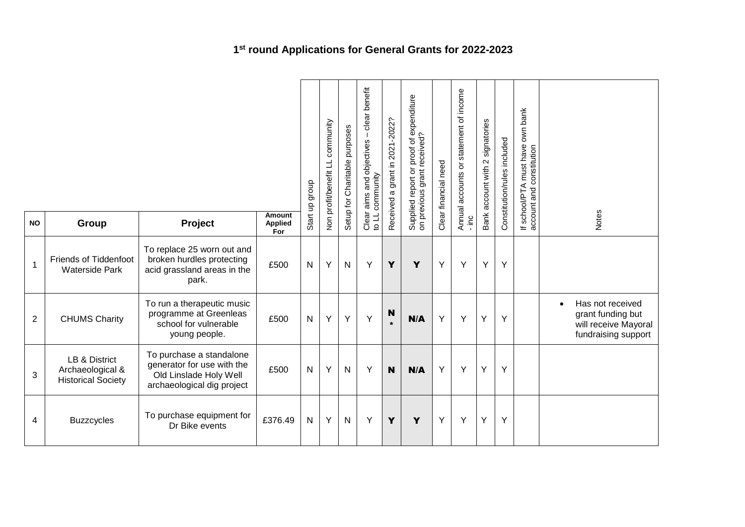# 1st round Applications for General Grants for 2022-2023

| NO | Group | Project | Amount Applied For | Start up group | Non profit/benefit LL community | Setup for Charitable purposes | Clear aims and objectives – clear benefit to LL community | Received a grant in 2021-2022? | Supplied report or proof of expenditure on previous grant received? | Clear financial need | Annual accounts or statement of income - inc | Bank account with 2 signatories | Constitution/rules included | If school/PTA must have own bank account and constitution | Notes |
|---|---|---|---|---|---|---|---|---|---|---|---|---|---|---|---|
| 1 | Friends of Tiddenfoot Waterside Park | To replace 25 worn out and broken hurdles protecting acid grassland areas in the park. | £500 | N | Y | N | Y | **Y** | **Y** | Y | Y | Y | Y | | |
| 2 | CHUMS Charity | To run a therapeutic music programme at Greenleas school for vulnerable young people. | £500 | N | Y | Y | Y | **N** * | **N/A** | Y | Y | Y | Y | | • Has not received grant funding but will receive Mayoral fundraising support |
| 3 | LB & District Archaeological & Historical Society | To purchase a standalone generator for use with the Old Linslade Holy Well archaeological dig project | £500 | N | Y | N | Y | **N** | **N/A** | Y | Y | Y | Y | | |
| 4 | Buzzcycles | To purchase equipment for Dr Bike events | £376.49 | N | Y | N | Y | **Y** | **Y** | Y | Y | Y | Y | | |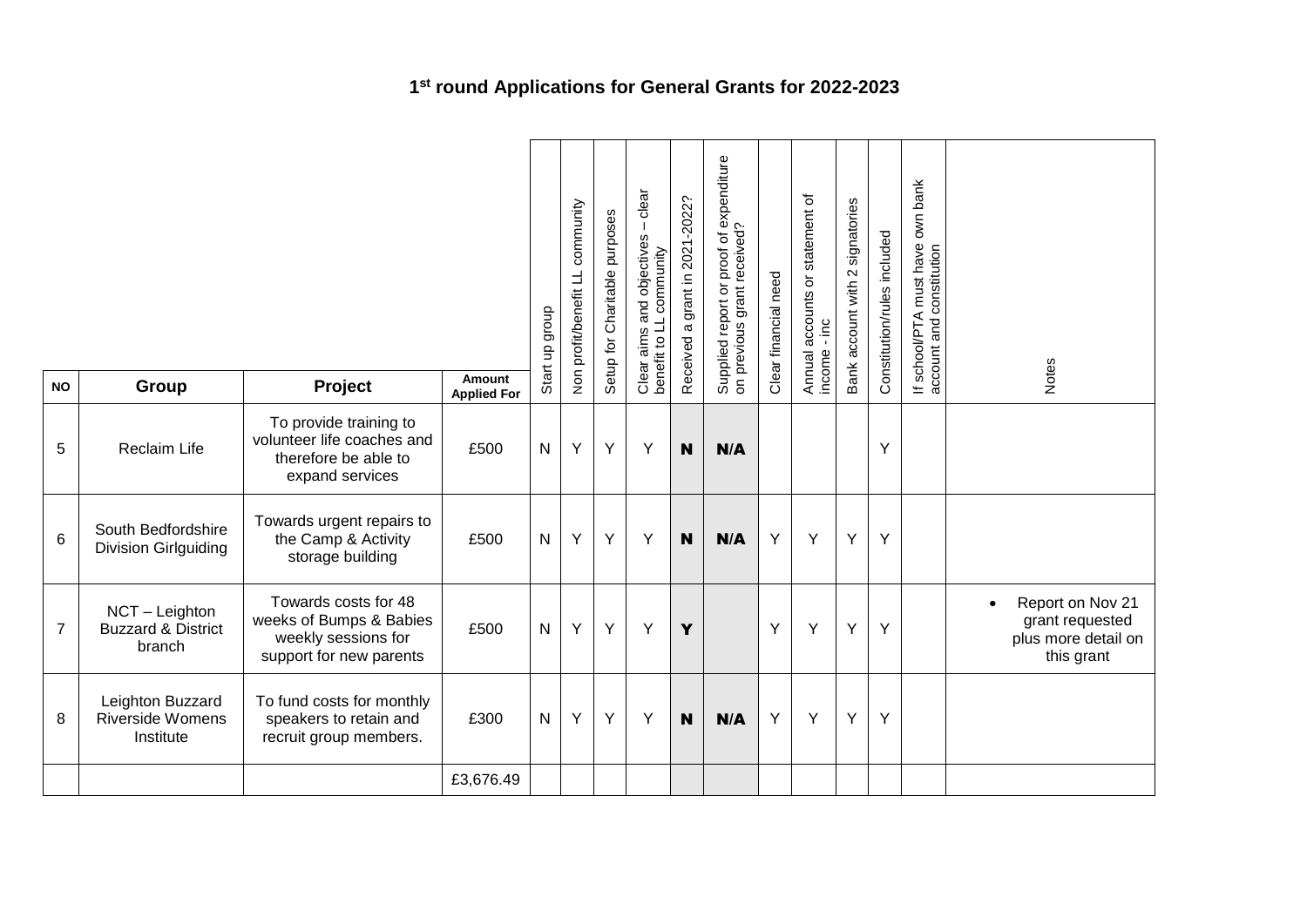# 1st round Applications for General Grants for 2022-2023

| NO | Group | Project | Amount Applied For | Start up group | Non profit/benefit LL community | Setup for Charitable purposes | Clear aims and objectives – clear benefit to LL community | Received a grant in 2021-2022? | Supplied report or proof of expenditure on previous grant received? | Clear financial need | Annual accounts or statement of income - inc | Bank account with 2 signatories | Constitution/rules included | If school/PTA must have own bank account and constitution | Notes |
|---|---|---|---|---|---|---|---|---|---|---|---|---|---|---|---|
| 5 | Reclaim Life | To provide training to volunteer life coaches and therefore be able to expand services | £500 | N | Y | Y | Y | **N** | **N/A** | | | | Y | | |
| 6 | South Bedfordshire Division Girlguiding | Towards urgent repairs to the Camp & Activity storage building | £500 | N | Y | Y | Y | **N** | **N/A** | Y | Y | Y | Y | | |
| 7 | NCT – Leighton Buzzard & District branch | Towards costs for 48 weeks of Bumps & Babies weekly sessions for support for new parents | £500 | N | Y | Y | Y | **Y** | | Y | Y | Y | Y | | • Report on Nov 21 grant requested plus more detail on this grant |
| 8 | Leighton Buzzard Riverside Womens Institute | To fund costs for monthly speakers to retain and recruit group members. | £300 | N | Y | Y | Y | **N** | **N/A** | Y | Y | Y | Y | | |
| | | | £3,676.49 | | | | | | | | | | | | |